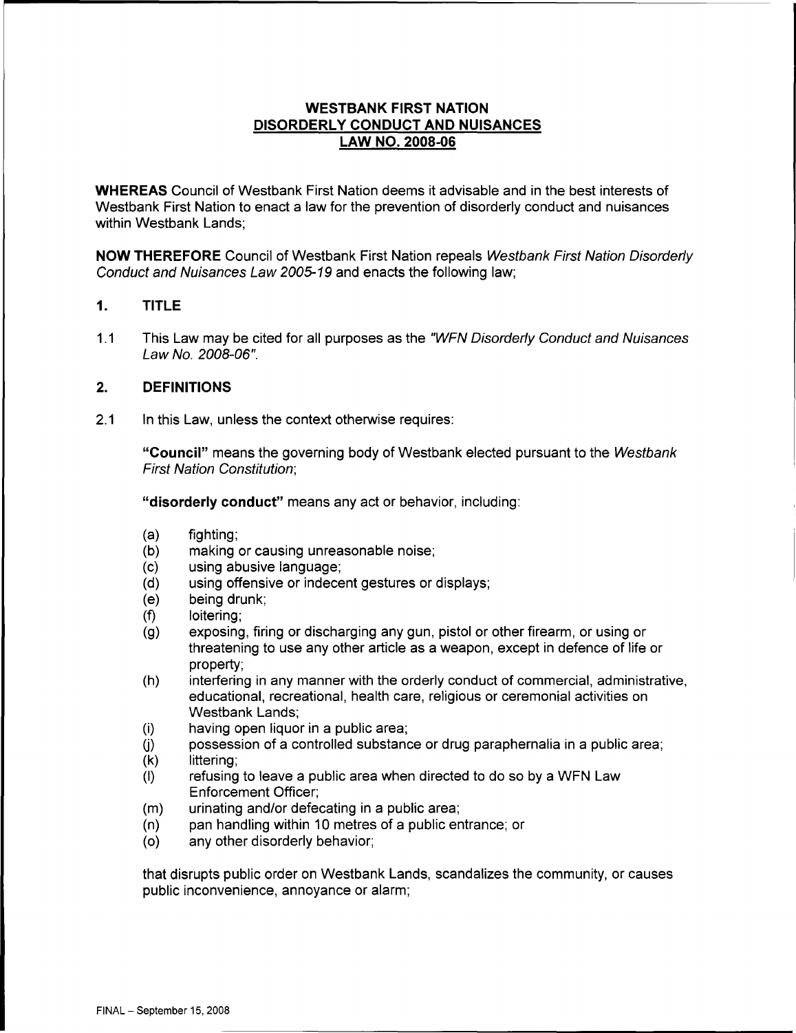# WESTBANK FIRST NATION
## DISORDERLY CONDUCT AND NUISANCES
## LAW NO. 2008-06

**WHEREAS** Council of Westbank First Nation deems it advisable and in the best interests of Westbank First Nation to enact a law for the prevention of disorderly conduct and nuisances within Westbank Lands;

**NOW THEREFORE** Council of Westbank First Nation repeals *Westbank First Nation Disorderly Conduct and Nuisances Law 2005-19* and enacts the following law;

### 1. TITLE

1.1 This Law may be cited for all purposes as the *"WFN Disorderly Conduct and Nuisances Law No. 2008-06"*.

### 2. DEFINITIONS

2.1 In this Law, unless the context otherwise requires:

**"Council"** means the governing body of Westbank elected pursuant to the *Westbank First Nation Constitution*;

**"disorderly conduct"** means any act or behavior, including:

(a) fighting;
(b) making or causing unreasonable noise;
(c) using abusive language;
(d) using offensive or indecent gestures or displays;
(e) being drunk;
(f) loitering;
(g) exposing, firing or discharging any gun, pistol or other firearm, or using or threatening to use any other article as a weapon, except in defence of life or property;
(h) interfering in any manner with the orderly conduct of commercial, administrative, educational, recreational, health care, religious or ceremonial activities on Westbank Lands;
(i) having open liquor in a public area;
(j) possession of a controlled substance or drug paraphernalia in a public area;
(k) littering;
(l) refusing to leave a public area when directed to do so by a WFN Law Enforcement Officer;
(m) urinating and/or defecating in a public area;
(n) pan handling within 10 metres of a public entrance; or
(o) any other disorderly behavior;

that disrupts public order on Westbank Lands, scandalizes the community, or causes public inconvenience, annoyance or alarm;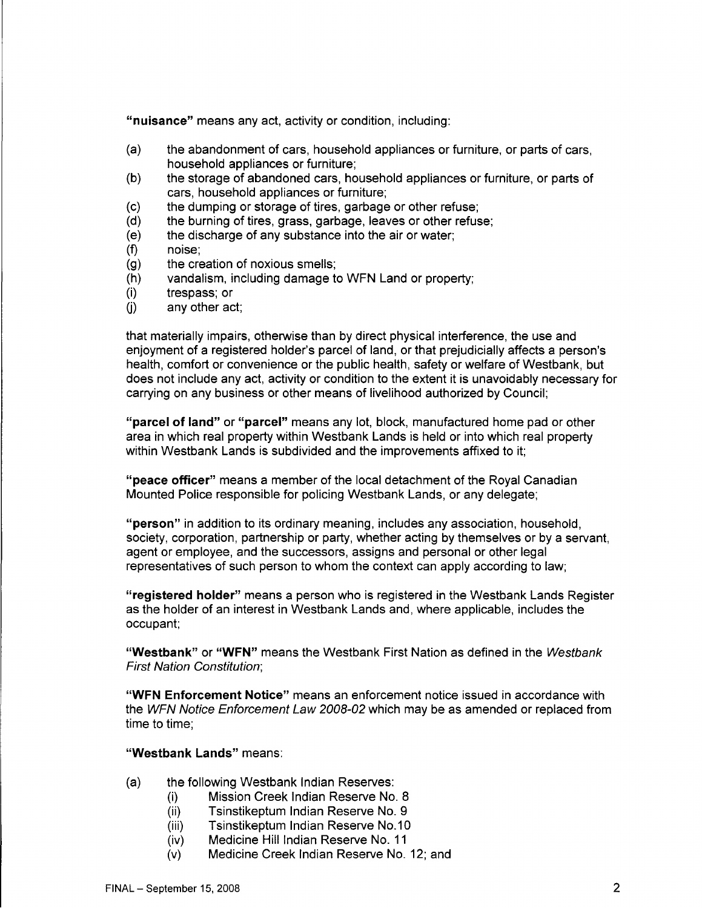**"nuisance"** means any act, activity or condition, including:

(a) the abandonment of cars, household appliances or furniture, or parts of cars, household appliances or furniture;
(b) the storage of abandoned cars, household appliances or furniture, or parts of cars, household appliances or furniture;
(c) the dumping or storage of tires, garbage or other refuse;
(d) the burning of tires, grass, garbage, leaves or other refuse;
(e) the discharge of any substance into the air or water;
(f) noise;
(g) the creation of noxious smells;
(h) vandalism, including damage to WFN Land or property;
(i) trespass; or
(j) any other act;

that materially impairs, otherwise than by direct physical interference, the use and enjoyment of a registered holder's parcel of land, or that prejudicially affects a person's health, comfort or convenience or the public health, safety or welfare of Westbank, but does not include any act, activity or condition to the extent it is unavoidably necessary for carrying on any business or other means of livelihood authorized by Council;

**"parcel of land"** or **"parcel"** means any lot, block, manufactured home pad or other area in which real property within Westbank Lands is held or into which real property within Westbank Lands is subdivided and the improvements affixed to it;

**"peace officer"** means a member of the local detachment of the Royal Canadian Mounted Police responsible for policing Westbank Lands, or any delegate;

**"person"** in addition to its ordinary meaning, includes any association, household, society, corporation, partnership or party, whether acting by themselves or by a servant, agent or employee, and the successors, assigns and personal or other legal representatives of such person to whom the context can apply according to law;

**"registered holder"** means a person who is registered in the Westbank Lands Register as the holder of an interest in Westbank Lands and, where applicable, includes the occupant;

**"Westbank"** or **"WFN"** means the Westbank First Nation as defined in the *Westbank First Nation Constitution*;

**"WFN Enforcement Notice"** means an enforcement notice issued in accordance with the *WFN Notice Enforcement Law 2008-02* which may be as amended or replaced from time to time;

**"Westbank Lands"** means:

(a) the following Westbank Indian Reserves:
  (i) Mission Creek Indian Reserve No. 8
  (ii) Tsinstikeptum Indian Reserve No. 9
  (iii) Tsinstikeptum Indian Reserve No.10
  (iv) Medicine Hill Indian Reserve No. 11
  (v) Medicine Creek Indian Reserve No. 12; and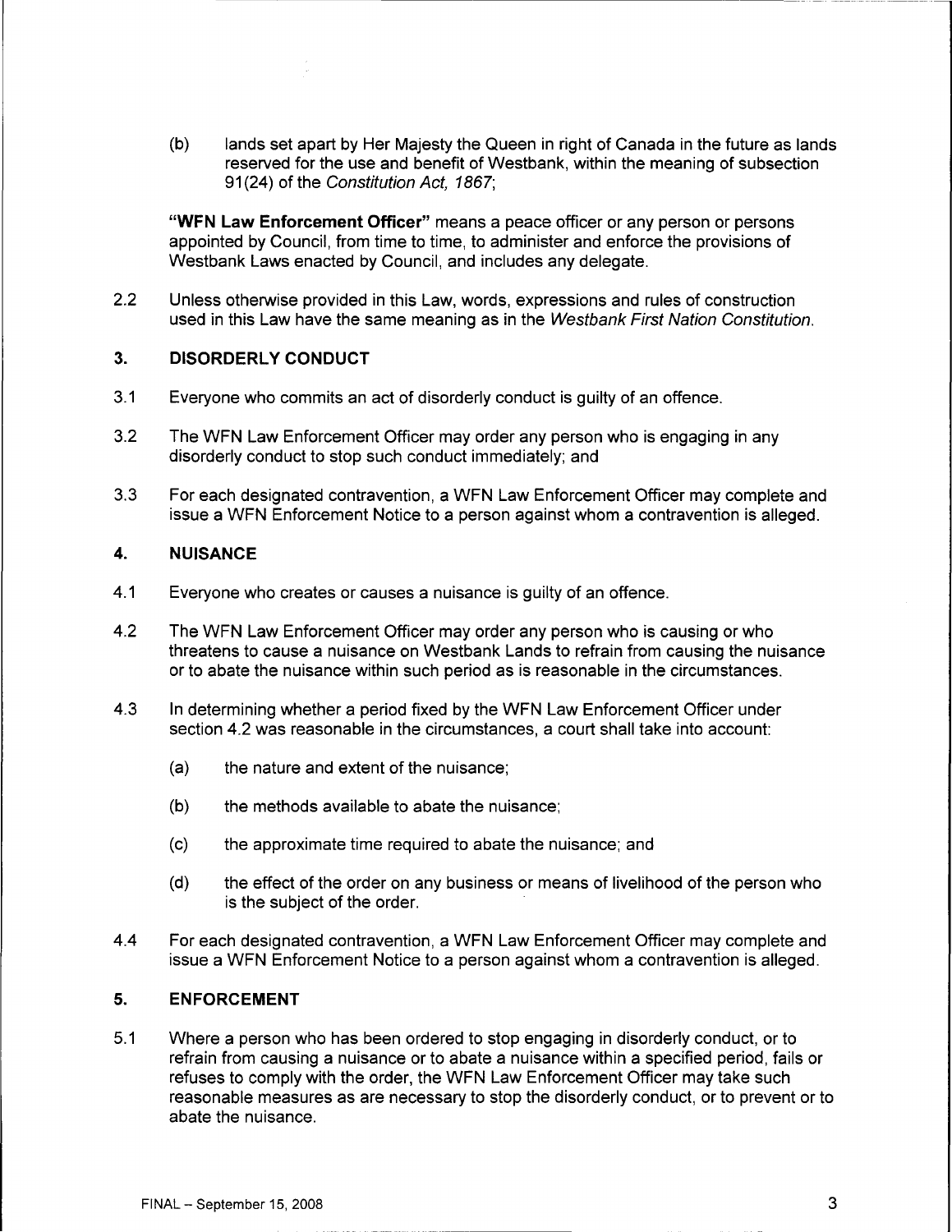(b) lands set apart by Her Majesty the Queen in right of Canada in the future as lands reserved for the use and benefit of Westbank, within the meaning of subsection 91(24) of the *Constitution Act, 1867*;

**"WFN Law Enforcement Officer"** means a peace officer or any person or persons appointed by Council, from time to time, to administer and enforce the provisions of Westbank Laws enacted by Council, and includes any delegate.

2.2 Unless otherwise provided in this Law, words, expressions and rules of construction used in this Law have the same meaning as in the *Westbank First Nation Constitution*.

## 3. DISORDERLY CONDUCT

3.1 Everyone who commits an act of disorderly conduct is guilty of an offence.

3.2 The WFN Law Enforcement Officer may order any person who is engaging in any disorderly conduct to stop such conduct immediately; and

3.3 For each designated contravention, a WFN Law Enforcement Officer may complete and issue a WFN Enforcement Notice to a person against whom a contravention is alleged.

## 4. NUISANCE

4.1 Everyone who creates or causes a nuisance is guilty of an offence.

4.2 The WFN Law Enforcement Officer may order any person who is causing or who threatens to cause a nuisance on Westbank Lands to refrain from causing the nuisance or to abate the nuisance within such period as is reasonable in the circumstances.

4.3 In determining whether a period fixed by the WFN Law Enforcement Officer under section 4.2 was reasonable in the circumstances, a court shall take into account:

(a) the nature and extent of the nuisance;

(b) the methods available to abate the nuisance;

(c) the approximate time required to abate the nuisance; and

(d) the effect of the order on any business or means of livelihood of the person who is the subject of the order.

4.4 For each designated contravention, a WFN Law Enforcement Officer may complete and issue a WFN Enforcement Notice to a person against whom a contravention is alleged.

## 5. ENFORCEMENT

5.1 Where a person who has been ordered to stop engaging in disorderly conduct, or to refrain from causing a nuisance or to abate a nuisance within a specified period, fails or refuses to comply with the order, the WFN Law Enforcement Officer may take such reasonable measures as are necessary to stop the disorderly conduct, or to prevent or to abate the nuisance.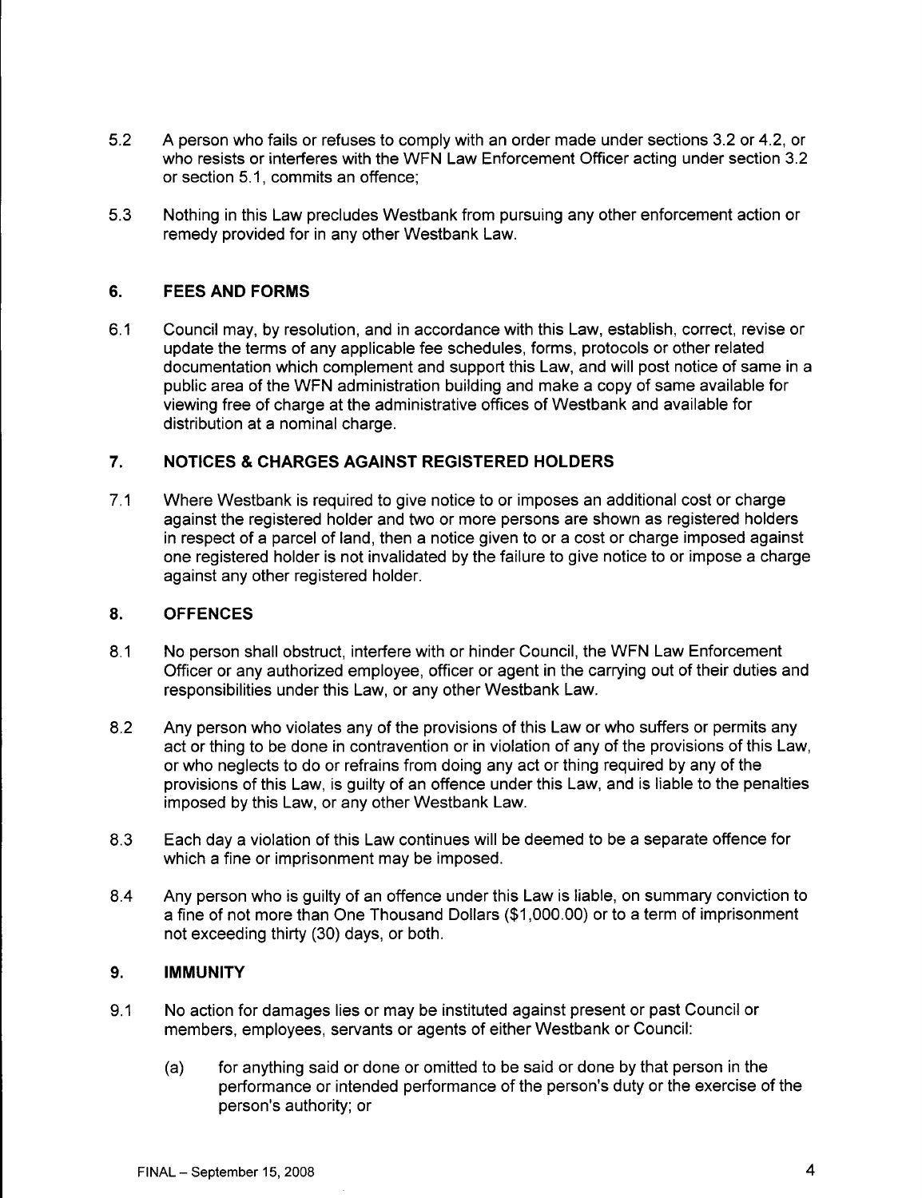5.2 A person who fails or refuses to comply with an order made under sections 3.2 or 4.2, or who resists or interferes with the WFN Law Enforcement Officer acting under section 3.2 or section 5.1, commits an offence;

5.3 Nothing in this Law precludes Westbank from pursuing any other enforcement action or remedy provided for in any other Westbank Law.

## 6. FEES AND FORMS

6.1 Council may, by resolution, and in accordance with this Law, establish, correct, revise or update the terms of any applicable fee schedules, forms, protocols or other related documentation which complement and support this Law, and will post notice of same in a public area of the WFN administration building and make a copy of same available for viewing free of charge at the administrative offices of Westbank and available for distribution at a nominal charge.

## 7. NOTICES & CHARGES AGAINST REGISTERED HOLDERS

7.1 Where Westbank is required to give notice to or imposes an additional cost or charge against the registered holder and two or more persons are shown as registered holders in respect of a parcel of land, then a notice given to or a cost or charge imposed against one registered holder is not invalidated by the failure to give notice to or impose a charge against any other registered holder.

## 8. OFFENCES

8.1 No person shall obstruct, interfere with or hinder Council, the WFN Law Enforcement Officer or any authorized employee, officer or agent in the carrying out of their duties and responsibilities under this Law, or any other Westbank Law.

8.2 Any person who violates any of the provisions of this Law or who suffers or permits any act or thing to be done in contravention or in violation of any of the provisions of this Law, or who neglects to do or refrains from doing any act or thing required by any of the provisions of this Law, is guilty of an offence under this Law, and is liable to the penalties imposed by this Law, or any other Westbank Law.

8.3 Each day a violation of this Law continues will be deemed to be a separate offence for which a fine or imprisonment may be imposed.

8.4 Any person who is guilty of an offence under this Law is liable, on summary conviction to a fine of not more than One Thousand Dollars ($1,000.00) or to a term of imprisonment not exceeding thirty (30) days, or both.

## 9. IMMUNITY

9.1 No action for damages lies or may be instituted against present or past Council or members, employees, servants or agents of either Westbank or Council:

(a) for anything said or done or omitted to be said or done by that person in the performance or intended performance of the person's duty or the exercise of the person's authority; or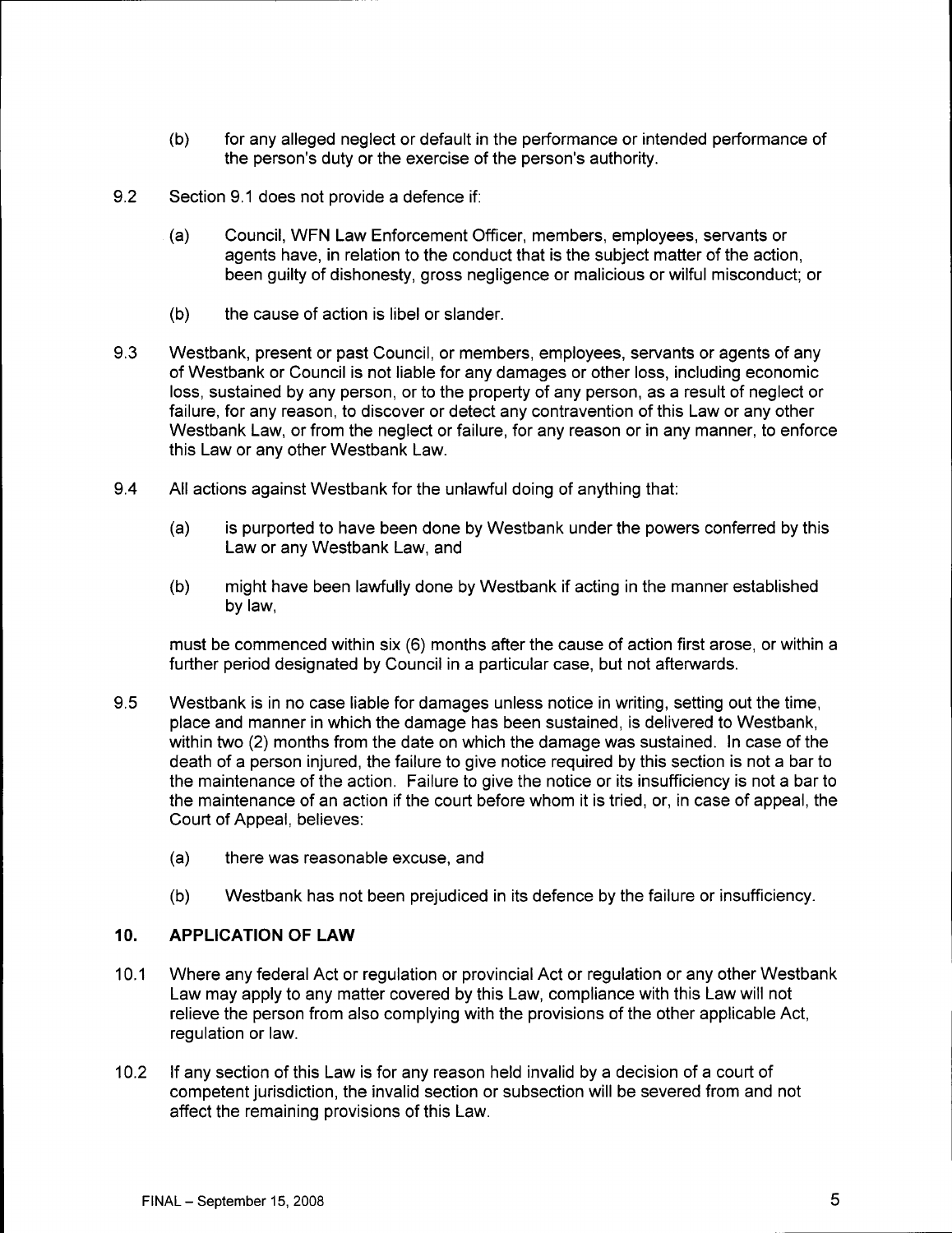(b) for any alleged neglect or default in the performance or intended performance of the person's duty or the exercise of the person's authority.

9.2 Section 9.1 does not provide a defence if:

(a) Council, WFN Law Enforcement Officer, members, employees, servants or agents have, in relation to the conduct that is the subject matter of the action, been guilty of dishonesty, gross negligence or malicious or wilful misconduct; or

(b) the cause of action is libel or slander.

9.3 Westbank, present or past Council, or members, employees, servants or agents of any of Westbank or Council is not liable for any damages or other loss, including economic loss, sustained by any person, or to the property of any person, as a result of neglect or failure, for any reason, to discover or detect any contravention of this Law or any other Westbank Law, or from the neglect or failure, for any reason or in any manner, to enforce this Law or any other Westbank Law.

9.4 All actions against Westbank for the unlawful doing of anything that:

(a) is purported to have been done by Westbank under the powers conferred by this Law or any Westbank Law, and

(b) might have been lawfully done by Westbank if acting in the manner established by law,

must be commenced within six (6) months after the cause of action first arose, or within a further period designated by Council in a particular case, but not afterwards.

9.5 Westbank is in no case liable for damages unless notice in writing, setting out the time, place and manner in which the damage has been sustained, is delivered to Westbank, within two (2) months from the date on which the damage was sustained. In case of the death of a person injured, the failure to give notice required by this section is not a bar to the maintenance of the action. Failure to give the notice or its insufficiency is not a bar to the maintenance of an action if the court before whom it is tried, or, in case of appeal, the Court of Appeal, believes:

(a) there was reasonable excuse, and

(b) Westbank has not been prejudiced in its defence by the failure or insufficiency.

## 10. APPLICATION OF LAW

10.1 Where any federal Act or regulation or provincial Act or regulation or any other Westbank Law may apply to any matter covered by this Law, compliance with this Law will not relieve the person from also complying with the provisions of the other applicable Act, regulation or law.

10.2 If any section of this Law is for any reason held invalid by a decision of a court of competent jurisdiction, the invalid section or subsection will be severed from and not affect the remaining provisions of this Law.

FINAL – September 15, 2008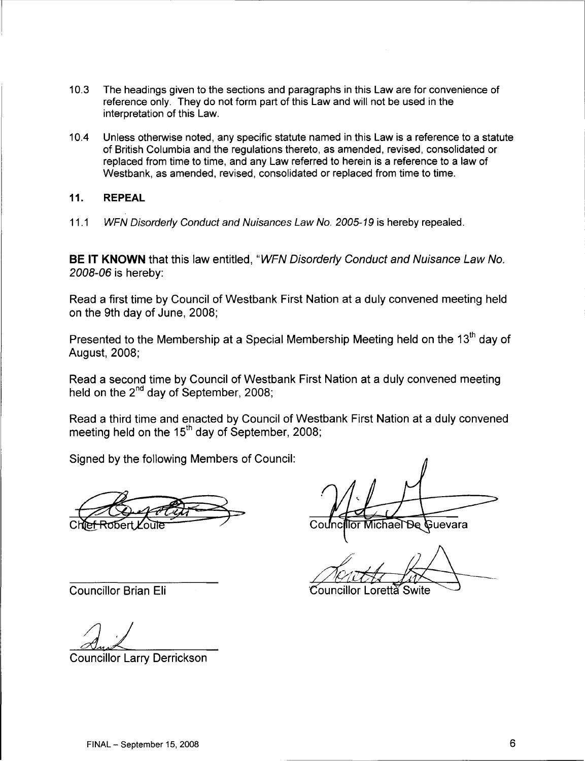10.3 The headings given to the sections and paragraphs in this Law are for convenience of reference only. They do not form part of this Law and will not be used in the interpretation of this Law.

10.4 Unless otherwise noted, any specific statute named in this Law is a reference to a statute of British Columbia and the regulations thereto, as amended, revised, consolidated or replaced from time to time, and any Law referred to herein is a reference to a law of Westbank, as amended, revised, consolidated or replaced from time to time.

## 11. REPEAL

11.1 *WFN Disorderly Conduct and Nuisances Law No. 2005-19* is hereby repealed.

**BE IT KNOWN** that this law entitled, "*WFN Disorderly Conduct and Nuisance Law No. 2008-06* is hereby:

Read a first time by Council of Westbank First Nation at a duly convened meeting held on the 9th day of June, 2008;

Presented to the Membership at a Special Membership Meeting held on the 13th day of August, 2008;

Read a second time by Council of Westbank First Nation at a duly convened meeting held on the 2nd day of September, 2008;

Read a third time and enacted by Council of Westbank First Nation at a duly convened meeting held on the 15th day of September, 2008;

Signed by the following Members of Council:

Chief Robert Louie

Councillor Michael De Guevara

Councillor Brian Eli

Councillor Loretta Swite

Councillor Larry Derrickson

FINAL – September 15, 2008